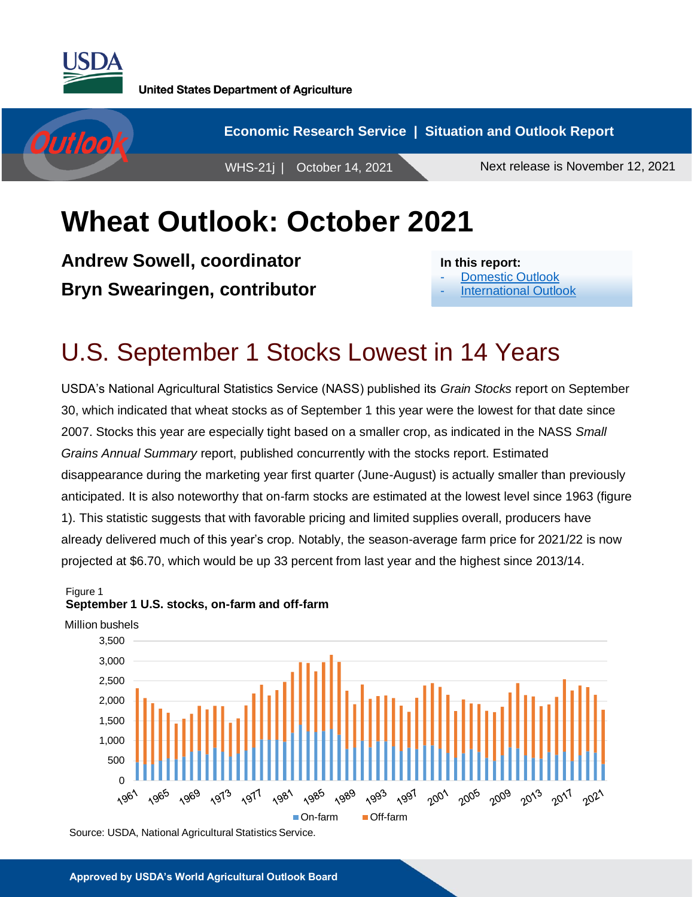United States Department of Agriculture

Economic Research Service | Situation and Outlook Report

WHS-21j | October 14, 2021

Next release is November 12, 2021

# Wheat Outlook: October 2021

**Andrew Sowell, coordinator**

**Bryn Swearingen, contributor**

**In this report:**
- Domestic Outlook
- International Outlook

## U.S. September 1 Stocks Lowest in 14 Years

USDA's National Agricultural Statistics Service (NASS) published its *Grain Stocks* report on September 30, which indicated that wheat stocks as of September 1 this year were the lowest for that date since 2007. Stocks this year are especially tight based on a smaller crop, as indicated in the NASS *Small Grains Annual Summary* report, published concurrently with the stocks report. Estimated disappearance during the marketing year first quarter (June-August) is actually smaller than previously anticipated. It is also noteworthy that on-farm stocks are estimated at the lowest level since 1963 (figure 1). This statistic suggests that with favorable pricing and limited supplies overall, producers have already delivered much of this year's crop. Notably, the season-average farm price for 2021/22 is now projected at $6.70, which would be up 33 percent from last year and the highest since 2013/14.

Figure 1
**September 1 U.S. stocks, on-farm and off-farm**

Million bushels

Source: USDA, National Agricultural Statistics Service.

**Approved by USDA's World Agricultural Outlook Board**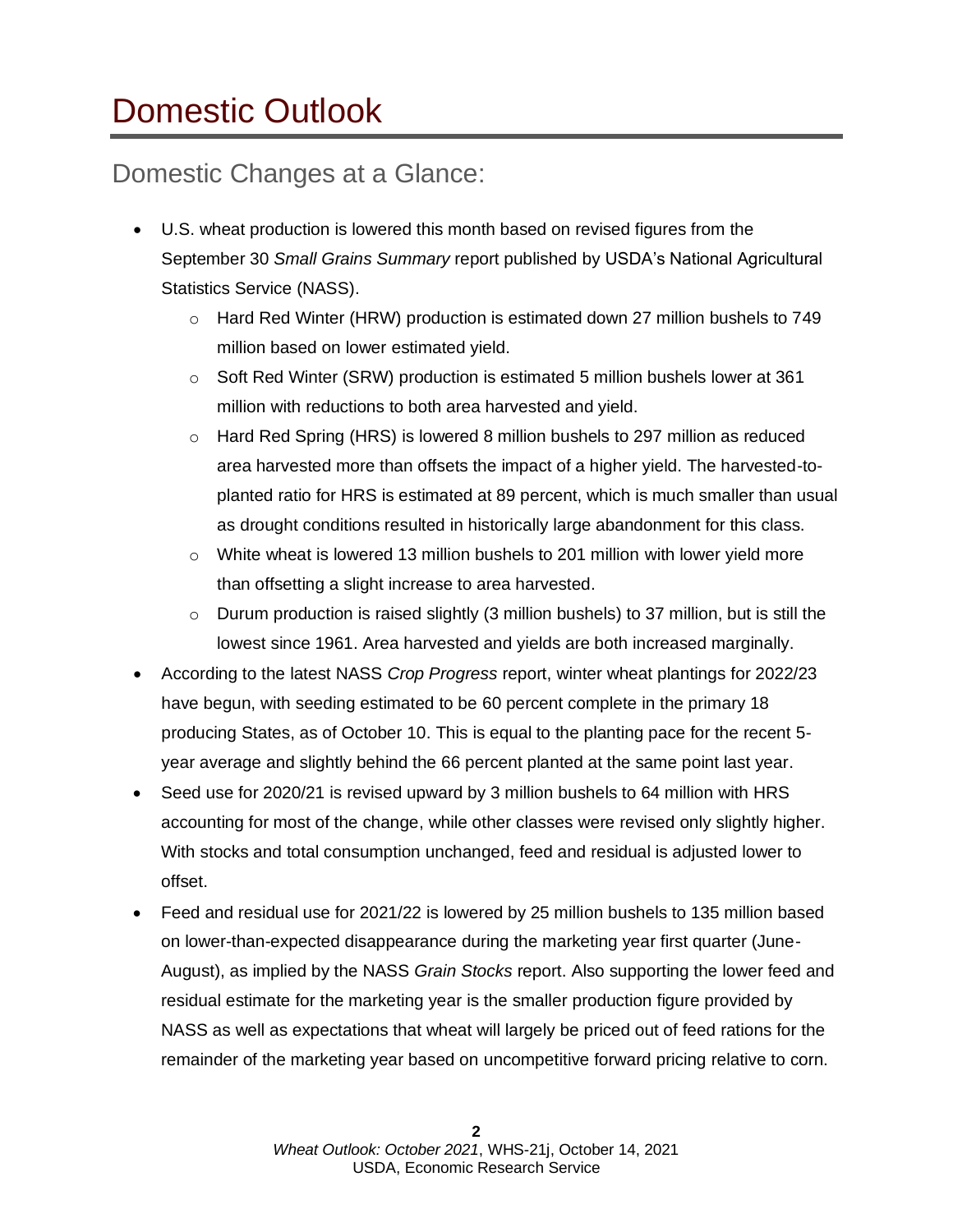# Domestic Outlook

## Domestic Changes at a Glance:

- U.S. wheat production is lowered this month based on revised figures from the September 30 *Small Grains Summary* report published by USDA's National Agricultural Statistics Service (NASS).
    - Hard Red Winter (HRW) production is estimated down 27 million bushels to 749 million based on lower estimated yield.
    - Soft Red Winter (SRW) production is estimated 5 million bushels lower at 361 million with reductions to both area harvested and yield.
    - Hard Red Spring (HRS) is lowered 8 million bushels to 297 million as reduced area harvested more than offsets the impact of a higher yield. The harvested-to-planted ratio for HRS is estimated at 89 percent, which is much smaller than usual as drought conditions resulted in historically large abandonment for this class.
    - White wheat is lowered 13 million bushels to 201 million with lower yield more than offsetting a slight increase to area harvested.
    - Durum production is raised slightly (3 million bushels) to 37 million, but is still the lowest since 1961. Area harvested and yields are both increased marginally.
- According to the latest NASS *Crop Progress* report, winter wheat plantings for 2022/23 have begun, with seeding estimated to be 60 percent complete in the primary 18 producing States, as of October 10. This is equal to the planting pace for the recent 5-year average and slightly behind the 66 percent planted at the same point last year.
- Seed use for 2020/21 is revised upward by 3 million bushels to 64 million with HRS accounting for most of the change, while other classes were revised only slightly higher. With stocks and total consumption unchanged, feed and residual is adjusted lower to offset.
- Feed and residual use for 2021/22 is lowered by 25 million bushels to 135 million based on lower-than-expected disappearance during the marketing year first quarter (June-August), as implied by the NASS *Grain Stocks* report. Also supporting the lower feed and residual estimate for the marketing year is the smaller production figure provided by NASS as well as expectations that wheat will largely be priced out of feed rations for the remainder of the marketing year based on uncompetitive forward pricing relative to corn.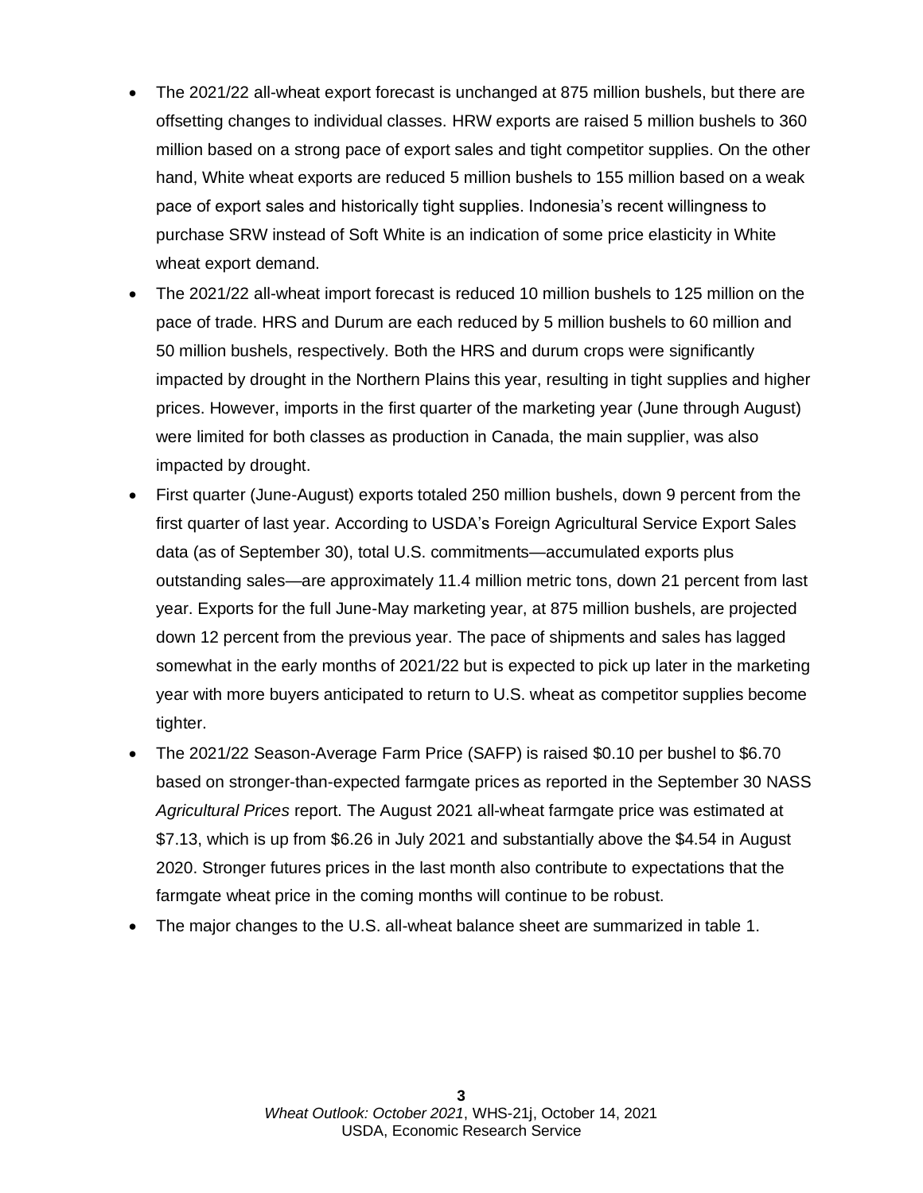- The 2021/22 all-wheat export forecast is unchanged at 875 million bushels, but there are offsetting changes to individual classes. HRW exports are raised 5 million bushels to 360 million based on a strong pace of export sales and tight competitor supplies. On the other hand, White wheat exports are reduced 5 million bushels to 155 million based on a weak pace of export sales and historically tight supplies. Indonesia's recent willingness to purchase SRW instead of Soft White is an indication of some price elasticity in White wheat export demand.
- The 2021/22 all-wheat import forecast is reduced 10 million bushels to 125 million on the pace of trade. HRS and Durum are each reduced by 5 million bushels to 60 million and 50 million bushels, respectively. Both the HRS and durum crops were significantly impacted by drought in the Northern Plains this year, resulting in tight supplies and higher prices. However, imports in the first quarter of the marketing year (June through August) were limited for both classes as production in Canada, the main supplier, was also impacted by drought.
- First quarter (June-August) exports totaled 250 million bushels, down 9 percent from the first quarter of last year. According to USDA's Foreign Agricultural Service Export Sales data (as of September 30), total U.S. commitments—accumulated exports plus outstanding sales—are approximately 11.4 million metric tons, down 21 percent from last year. Exports for the full June-May marketing year, at 875 million bushels, are projected down 12 percent from the previous year. The pace of shipments and sales has lagged somewhat in the early months of 2021/22 but is expected to pick up later in the marketing year with more buyers anticipated to return to U.S. wheat as competitor supplies become tighter.
- The 2021/22 Season-Average Farm Price (SAFP) is raised $0.10 per bushel to $6.70 based on stronger-than-expected farmgate prices as reported in the September 30 NASS *Agricultural Prices* report. The August 2021 all-wheat farmgate price was estimated at $7.13, which is up from $6.26 in July 2021 and substantially above the $4.54 in August 2020. Stronger futures prices in the last month also contribute to expectations that the farmgate wheat price in the coming months will continue to be robust.
- The major changes to the U.S. all-wheat balance sheet are summarized in table 1.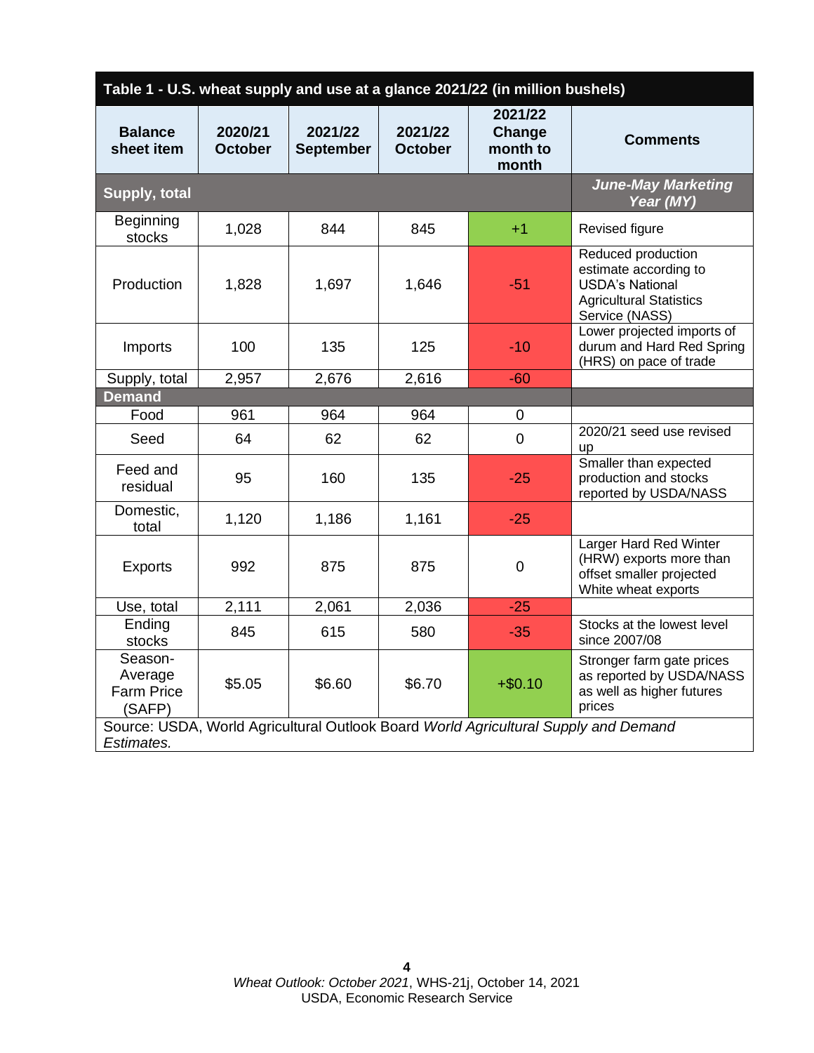**Table 1 - U.S. wheat supply and use at a glance 2021/22 (in million bushels)**

| Balance sheet item | 2020/21 October | 2021/22 September | 2021/22 October | 2021/22 Change month to month | Comments |
|---|---|---|---|---|---|
| **Supply, total** | | | | | ***June-May Marketing Year (MY)*** |
| Beginning stocks | 1,028 | 844 | 845 | +1 | Revised figure |
| Production | 1,828 | 1,697 | 1,646 | -51 | Reduced production estimate according to USDA's National Agricultural Statistics Service (NASS) |
| Imports | 100 | 135 | 125 | -10 | Lower projected imports of durum and Hard Red Spring (HRS) on pace of trade |
| Supply, total | 2,957 | 2,676 | 2,616 | -60 | |
| **Demand** | | | | | |
| Food | 961 | 964 | 964 | 0 | |
| Seed | 64 | 62 | 62 | 0 | 2020/21 seed use revised up |
| Feed and residual | 95 | 160 | 135 | -25 | Smaller than expected production and stocks reported by USDA/NASS |
| Domestic, total | 1,120 | 1,186 | 1,161 | -25 | |
| Exports | 992 | 875 | 875 | 0 | Larger Hard Red Winter (HRW) exports more than offset smaller projected White wheat exports |
| Use, total | 2,111 | 2,061 | 2,036 | -25 | |
| Ending stocks | 845 | 615 | 580 | -35 | Stocks at the lowest level since 2007/08 |
| Season-Average Farm Price (SAFP) | $5.05 | $6.60 | $6.70 | +$0.10 | Stronger farm gate prices as reported by USDA/NASS as well as higher futures prices |

Source: USDA, World Agricultural Outlook Board *World Agricultural Supply and Demand Estimates.*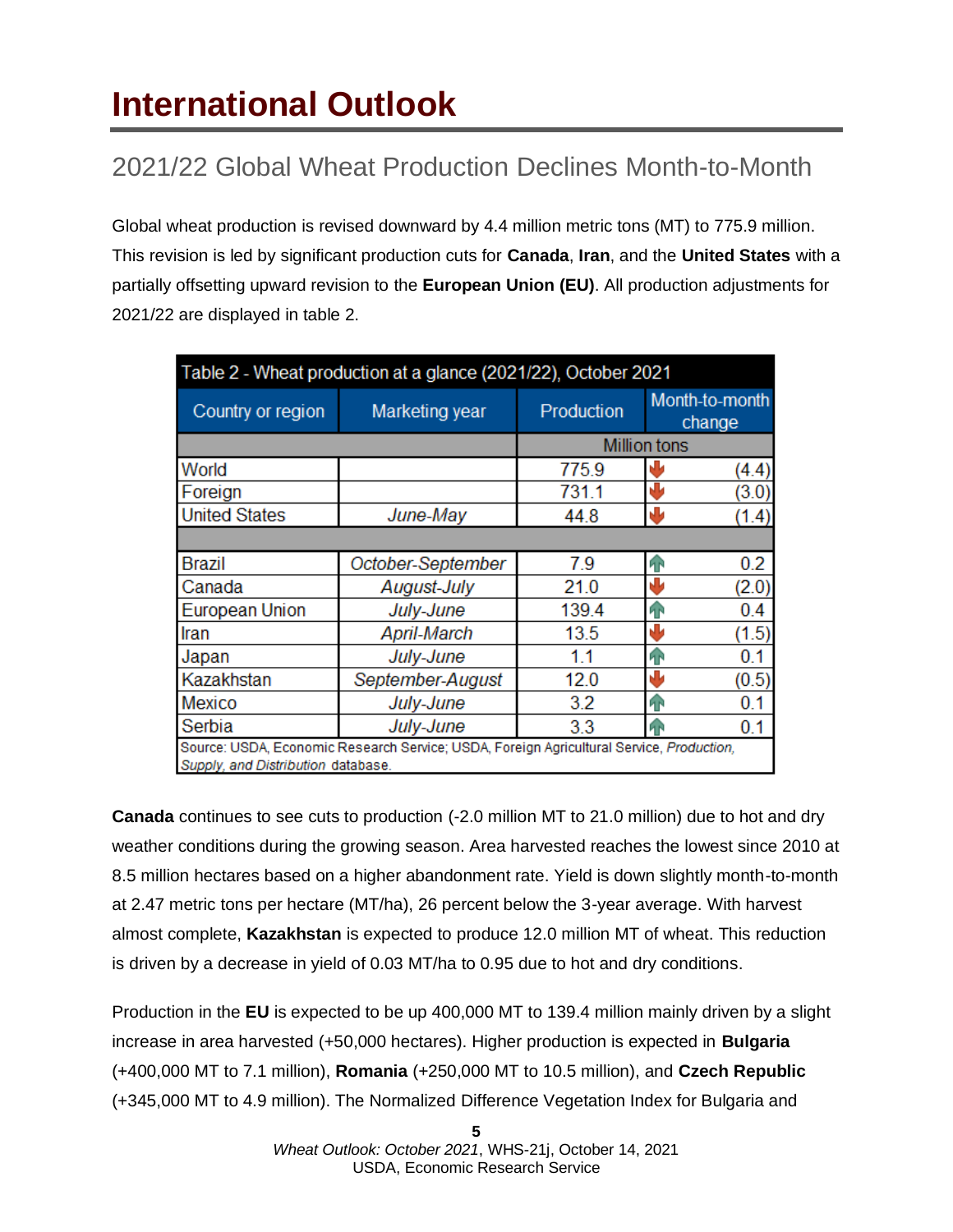# International Outlook

## 2021/22 Global Wheat Production Declines Month-to-Month

Global wheat production is revised downward by 4.4 million metric tons (MT) to 775.9 million. This revision is led by significant production cuts for **Canada**, **Iran**, and the **United States** with a partially offsetting upward revision to the **European Union (EU)**. All production adjustments for 2021/22 are displayed in table 2.

Table 2 - Wheat production at a glance (2021/22), October 2021

| Country or region | Marketing year | Production | Month-to-month change |
|---|---|---|---|
| | | Million tons | |
| World | | 775.9 | (4.4) |
| Foreign | | 731.1 | (3.0) |
| United States | *June-May* | 44.8 | (1.4) |
| | | | |
| Brazil | *October-September* | 7.9 | 0.2 |
| Canada | *August-July* | 21.0 | (2.0) |
| European Union | *July-June* | 139.4 | 0.4 |
| Iran | *April-March* | 13.5 | (1.5) |
| Japan | *July-June* | 1.1 | 0.1 |
| Kazakhstan | *September-August* | 12.0 | (0.5) |
| Mexico | *July-June* | 3.2 | 0.1 |
| Serbia | *July-June* | 3.3 | 0.1 |

Source: USDA, Economic Research Service; USDA, Foreign Agricultural Service, *Production, Supply, and Distribution* database.

**Canada** continues to see cuts to production (-2.0 million MT to 21.0 million) due to hot and dry weather conditions during the growing season. Area harvested reaches the lowest since 2010 at 8.5 million hectares based on a higher abandonment rate. Yield is down slightly month-to-month at 2.47 metric tons per hectare (MT/ha), 26 percent below the 3-year average. With harvest almost complete, **Kazakhstan** is expected to produce 12.0 million MT of wheat. This reduction is driven by a decrease in yield of 0.03 MT/ha to 0.95 due to hot and dry conditions.

Production in the **EU** is expected to be up 400,000 MT to 139.4 million mainly driven by a slight increase in area harvested (+50,000 hectares). Higher production is expected in **Bulgaria** (+400,000 MT to 7.1 million), **Romania** (+250,000 MT to 10.5 million), and **Czech Republic** (+345,000 MT to 4.9 million). The Normalized Difference Vegetation Index for Bulgaria and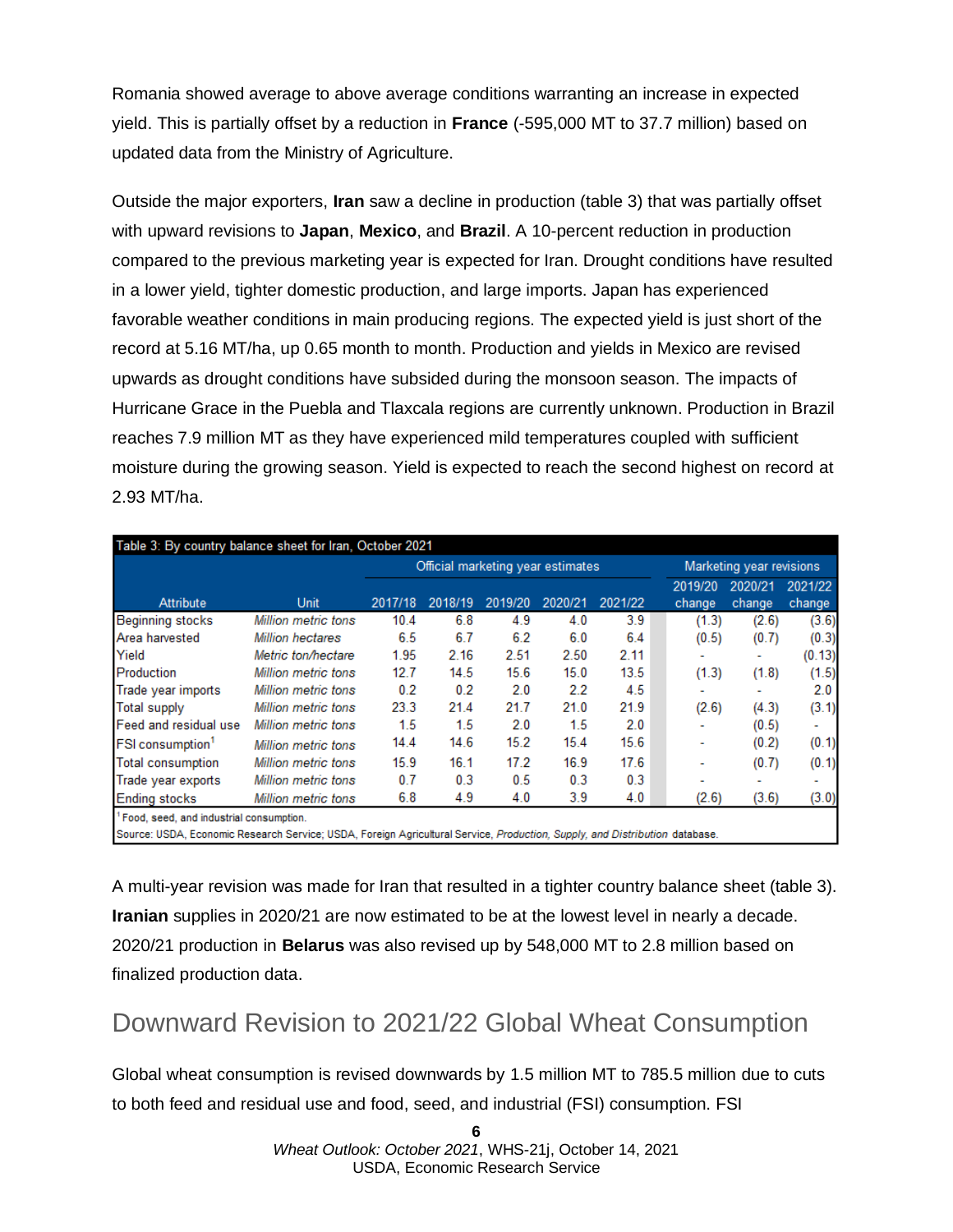Romania showed average to above average conditions warranting an increase in expected yield. This is partially offset by a reduction in **France** (-595,000 MT to 37.7 million) based on updated data from the Ministry of Agriculture.

Outside the major exporters, **Iran** saw a decline in production (table 3) that was partially offset with upward revisions to **Japan**, **Mexico**, and **Brazil**. A 10-percent reduction in production compared to the previous marketing year is expected for Iran. Drought conditions have resulted in a lower yield, tighter domestic production, and large imports. Japan has experienced favorable weather conditions in main producing regions. The expected yield is just short of the record at 5.16 MT/ha, up 0.65 month to month. Production and yields in Mexico are revised upwards as drought conditions have subsided during the monsoon season. The impacts of Hurricane Grace in the Puebla and Tlaxcala regions are currently unknown. Production in Brazil reaches 7.9 million MT as they have experienced mild temperatures coupled with sufficient moisture during the growing season. Yield is expected to reach the second highest on record at 2.93 MT/ha.

Table 3: By country balance sheet for Iran, October 2021

| Attribute | Unit | Official marketing year estimates | | | | | Marketing year revisions | | |
|---|---|---|---|---|---|---|---|---|---|
| | | 2017/18 | 2018/19 | 2019/20 | 2020/21 | 2021/22 | 2019/20 change | 2020/21 change | 2021/22 change |
| Beginning stocks | *Million metric tons* | 10.4 | 6.8 | 4.9 | 4.0 | 3.9 | (1.3) | (2.6) | (3.6) |
| Area harvested | *Million hectares* | 6.5 | 6.7 | 6.2 | 6.0 | 6.4 | (0.5) | (0.7) | (0.3) |
| Yield | *Metric ton/hectare* | 1.95 | 2.16 | 2.51 | 2.50 | 2.11 | - | - | (0.13) |
| Production | *Million metric tons* | 12.7 | 14.5 | 15.6 | 15.0 | 13.5 | (1.3) | (1.8) | (1.5) |
| Trade year imports | *Million metric tons* | 0.2 | 0.2 | 2.0 | 2.2 | 4.5 | - | - | 2.0 |
| Total supply | *Million metric tons* | 23.3 | 21.4 | 21.7 | 21.0 | 21.9 | (2.6) | (4.3) | (3.1) |
| Feed and residual use | *Million metric tons* | 1.5 | 1.5 | 2.0 | 1.5 | 2.0 | - | (0.5) | - |
| FSI consumption[1] | *Million metric tons* | 14.4 | 14.6 | 15.2 | 15.4 | 15.6 | - | (0.2) | (0.1) |
| Total consumption | *Million metric tons* | 15.9 | 16.1 | 17.2 | 16.9 | 17.6 | - | (0.7) | (0.1) |
| Trade year exports | *Million metric tons* | 0.7 | 0.3 | 0.5 | 0.3 | 0.3 | - | - | - |
| Ending stocks | *Million metric tons* | 6.8 | 4.9 | 4.0 | 3.9 | 4.0 | (2.6) | (3.6) | (3.0) |

[1] Food, seed, and industrial consumption.

Source: USDA, Economic Research Service; USDA, Foreign Agricultural Service, *Production, Supply, and Distribution* database.

A multi-year revision was made for Iran that resulted in a tighter country balance sheet (table 3). **Iranian** supplies in 2020/21 are now estimated to be at the lowest level in nearly a decade. 2020/21 production in **Belarus** was also revised up by 548,000 MT to 2.8 million based on finalized production data.

## Downward Revision to 2021/22 Global Wheat Consumption

Global wheat consumption is revised downwards by 1.5 million MT to 785.5 million due to cuts to both feed and residual use and food, seed, and industrial (FSI) consumption. FSI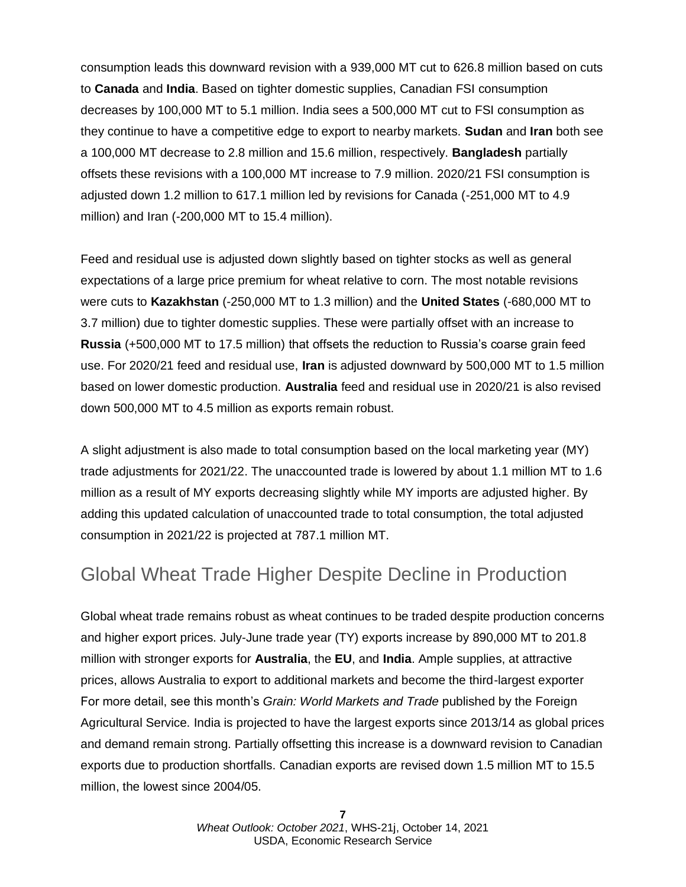consumption leads this downward revision with a 939,000 MT cut to 626.8 million based on cuts to **Canada** and **India**. Based on tighter domestic supplies, Canadian FSI consumption decreases by 100,000 MT to 5.1 million. India sees a 500,000 MT cut to FSI consumption as they continue to have a competitive edge to export to nearby markets. **Sudan** and **Iran** both see a 100,000 MT decrease to 2.8 million and 15.6 million, respectively. **Bangladesh** partially offsets these revisions with a 100,000 MT increase to 7.9 million. 2020/21 FSI consumption is adjusted down 1.2 million to 617.1 million led by revisions for Canada (-251,000 MT to 4.9 million) and Iran (-200,000 MT to 15.4 million).

Feed and residual use is adjusted down slightly based on tighter stocks as well as general expectations of a large price premium for wheat relative to corn. The most notable revisions were cuts to **Kazakhstan** (-250,000 MT to 1.3 million) and the **United States** (-680,000 MT to 3.7 million) due to tighter domestic supplies. These were partially offset with an increase to **Russia** (+500,000 MT to 17.5 million) that offsets the reduction to Russia's coarse grain feed use. For 2020/21 feed and residual use, **Iran** is adjusted downward by 500,000 MT to 1.5 million based on lower domestic production. **Australia** feed and residual use in 2020/21 is also revised down 500,000 MT to 4.5 million as exports remain robust.

A slight adjustment is also made to total consumption based on the local marketing year (MY) trade adjustments for 2021/22. The unaccounted trade is lowered by about 1.1 million MT to 1.6 million as a result of MY exports decreasing slightly while MY imports are adjusted higher. By adding this updated calculation of unaccounted trade to total consumption, the total adjusted consumption in 2021/22 is projected at 787.1 million MT.

## Global Wheat Trade Higher Despite Decline in Production

Global wheat trade remains robust as wheat continues to be traded despite production concerns and higher export prices. July-June trade year (TY) exports increase by 890,000 MT to 201.8 million with stronger exports for **Australia**, the **EU**, and **India**. Ample supplies, at attractive prices, allows Australia to export to additional markets and become the third-largest exporter For more detail, see this month's *Grain: World Markets and Trade* published by the Foreign Agricultural Service. India is projected to have the largest exports since 2013/14 as global prices and demand remain strong. Partially offsetting this increase is a downward revision to Canadian exports due to production shortfalls. Canadian exports are revised down 1.5 million MT to 15.5 million, the lowest since 2004/05.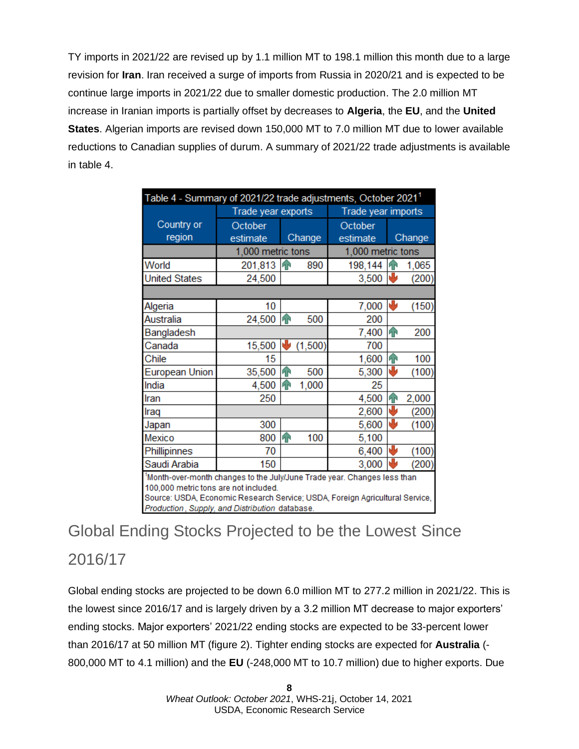TY imports in 2021/22 are revised up by 1.1 million MT to 198.1 million this month due to a large revision for **Iran**. Iran received a surge of imports from Russia in 2020/21 and is expected to be continue large imports in 2021/22 due to smaller domestic production. The 2.0 million MT increase in Iranian imports is partially offset by decreases to **Algeria**, the **EU**, and the **United States**. Algerian imports are revised down 150,000 MT to 7.0 million MT due to lower available reductions to Canadian supplies of durum. A summary of 2021/22 trade adjustments is available in table 4.

| Table 4 - Summary of 2021/22 trade adjustments, October 2021[1] | | | | |
|---|---|---|---|---|
| Country or region | Trade year exports | | Trade year imports | |
| | October estimate | Change | October estimate | Change |
| | 1,000 metric tons | | 1,000 metric tons | |
| World | 201,813 | ↑ 890 | 198,144 | ↑ 1,065 |
| United States | 24,500 | | 3,500 | ↓ (200) |
| | | | | |
| Algeria | 10 | | 7,000 | ↓ (150) |
| Australia | 24,500 | ↑ 500 | 200 | |
| Bangladesh | | | 7,400 | ↑ 200 |
| Canada | 15,500 | ↓ (1,500) | 700 | |
| Chile | 15 | | 1,600 | ↑ 100 |
| European Union | 35,500 | ↑ 500 | 5,300 | ↓ (100) |
| India | 4,500 | ↑ 1,000 | 25 | |
| Iran | 250 | | 4,500 | ↑ 2,000 |
| Iraq | | | 2,600 | ↓ (200) |
| Japan | 300 | | 5,600 | ↓ (100) |
| Mexico | 800 | ↑ 100 | 5,100 | |
| Phillipinnes | 70 | | 6,400 | ↓ (100) |
| Saudi Arabia | 150 | | 3,000 | ↓ (200) |

[1]Month-over-month changes to the July/June Trade year. Changes less than 100,000 metric tons are not included.
Source: USDA, Economic Research Service; USDA, Foreign Agricultural Service, *Production, Supply, and Distribution* database.

## Global Ending Stocks Projected to be the Lowest Since 2016/17

Global ending stocks are projected to be down 6.0 million MT to 277.2 million in 2021/22. This is the lowest since 2016/17 and is largely driven by a 3.2 million MT decrease to major exporters' ending stocks. Major exporters' 2021/22 ending stocks are expected to be 33-percent lower than 2016/17 at 50 million MT (figure 2). Tighter ending stocks are expected for **Australia** (-800,000 MT to 4.1 million) and the **EU** (-248,000 MT to 10.7 million) due to higher exports. Due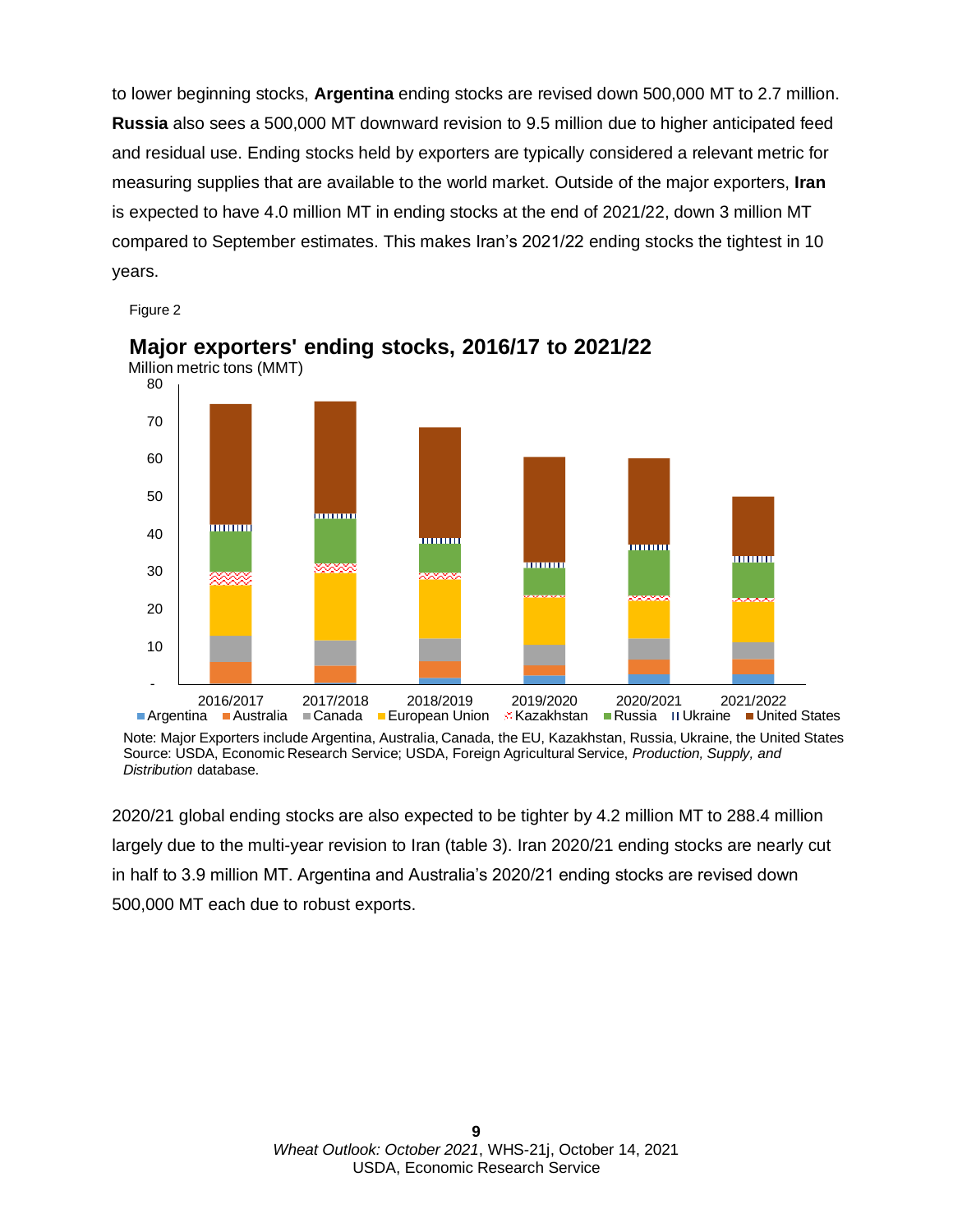to lower beginning stocks, **Argentina** ending stocks are revised down 500,000 MT to 2.7 million. **Russia** also sees a 500,000 MT downward revision to 9.5 million due to higher anticipated feed and residual use. Ending stocks held by exporters are typically considered a relevant metric for measuring supplies that are available to the world market. Outside of the major exporters, **Iran** is expected to have 4.0 million MT in ending stocks at the end of 2021/22, down 3 million MT compared to September estimates. This makes Iran's 2021/22 ending stocks the tightest in 10 years.

Figure 2

**Major exporters' ending stocks, 2016/17 to 2021/22**

Million metric tons (MMT)

Note: Major Exporters include Argentina, Australia, Canada, the EU, Kazakhstan, Russia, Ukraine, the United States
Source: USDA, Economic Research Service; USDA, Foreign Agricultural Service, *Production, Supply, and Distribution* database.

2020/21 global ending stocks are also expected to be tighter by 4.2 million MT to 288.4 million largely due to the multi-year revision to Iran (table 3). Iran 2020/21 ending stocks are nearly cut in half to 3.9 million MT. Argentina and Australia's 2020/21 ending stocks are revised down 500,000 MT each due to robust exports.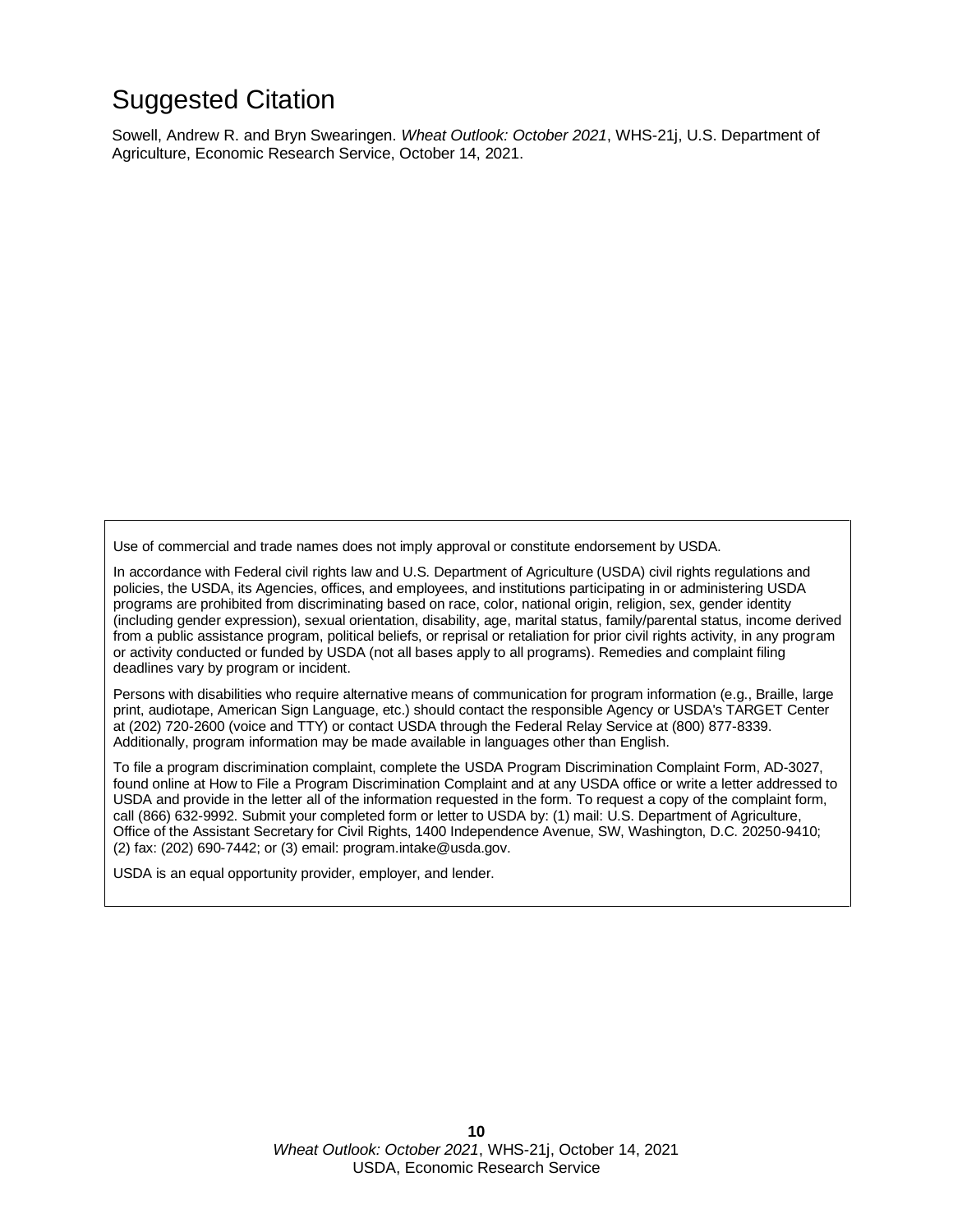# Suggested Citation

Sowell, Andrew R. and Bryn Swearingen. *Wheat Outlook: October 2021*, WHS-21j, U.S. Department of Agriculture, Economic Research Service, October 14, 2021.

Use of commercial and trade names does not imply approval or constitute endorsement by USDA.

In accordance with Federal civil rights law and U.S. Department of Agriculture (USDA) civil rights regulations and policies, the USDA, its Agencies, offices, and employees, and institutions participating in or administering USDA programs are prohibited from discriminating based on race, color, national origin, religion, sex, gender identity (including gender expression), sexual orientation, disability, age, marital status, family/parental status, income derived from a public assistance program, political beliefs, or reprisal or retaliation for prior civil rights activity, in any program or activity conducted or funded by USDA (not all bases apply to all programs). Remedies and complaint filing deadlines vary by program or incident.

Persons with disabilities who require alternative means of communication for program information (e.g., Braille, large print, audiotape, American Sign Language, etc.) should contact the responsible Agency or USDA's TARGET Center at (202) 720-2600 (voice and TTY) or contact USDA through the Federal Relay Service at (800) 877-8339. Additionally, program information may be made available in languages other than English.

To file a program discrimination complaint, complete the USDA Program Discrimination Complaint Form, AD-3027, found online at How to File a Program Discrimination Complaint and at any USDA office or write a letter addressed to USDA and provide in the letter all of the information requested in the form. To request a copy of the complaint form, call (866) 632-9992. Submit your completed form or letter to USDA by: (1) mail: U.S. Department of Agriculture, Office of the Assistant Secretary for Civil Rights, 1400 Independence Avenue, SW, Washington, D.C. 20250-9410; (2) fax: (202) 690-7442; or (3) email: program.intake@usda.gov.

USDA is an equal opportunity provider, employer, and lender.